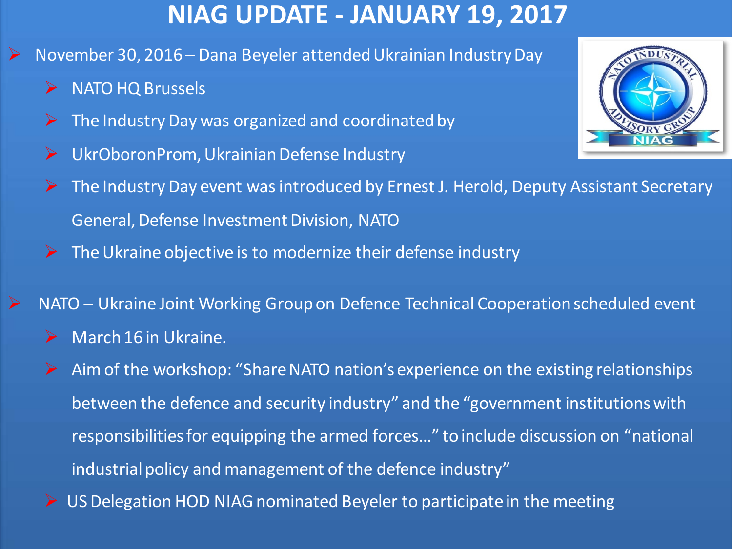# NIAG UPDATE - JANUARY 19, 2017

- November 30, 2016 – Dana Beyeler attended Ukrainian Industry Day
  - NATO HQ Brussels
  - The Industry Day was organized and coordinated by
  - UkrOboronProm, Ukrainian Defense Industry
  - The Industry Day event was introduced by Ernest J. Herold, Deputy Assistant Secretary General, Defense Investment Division, NATO
  - The Ukraine objective is to modernize their defense industry

- NATO – Ukraine Joint Working Group on Defence Technical Cooperation scheduled event
  - March 16 in Ukraine.
  - Aim of the workshop: "Share NATO nation's experience on the existing relationships between the defence and security industry" and the "government institutions with responsibilities for equipping the armed forces…" to include discussion on "national industrial policy and management of the defence industry"
  - US Delegation HOD NIAG nominated Beyeler to participate in the meeting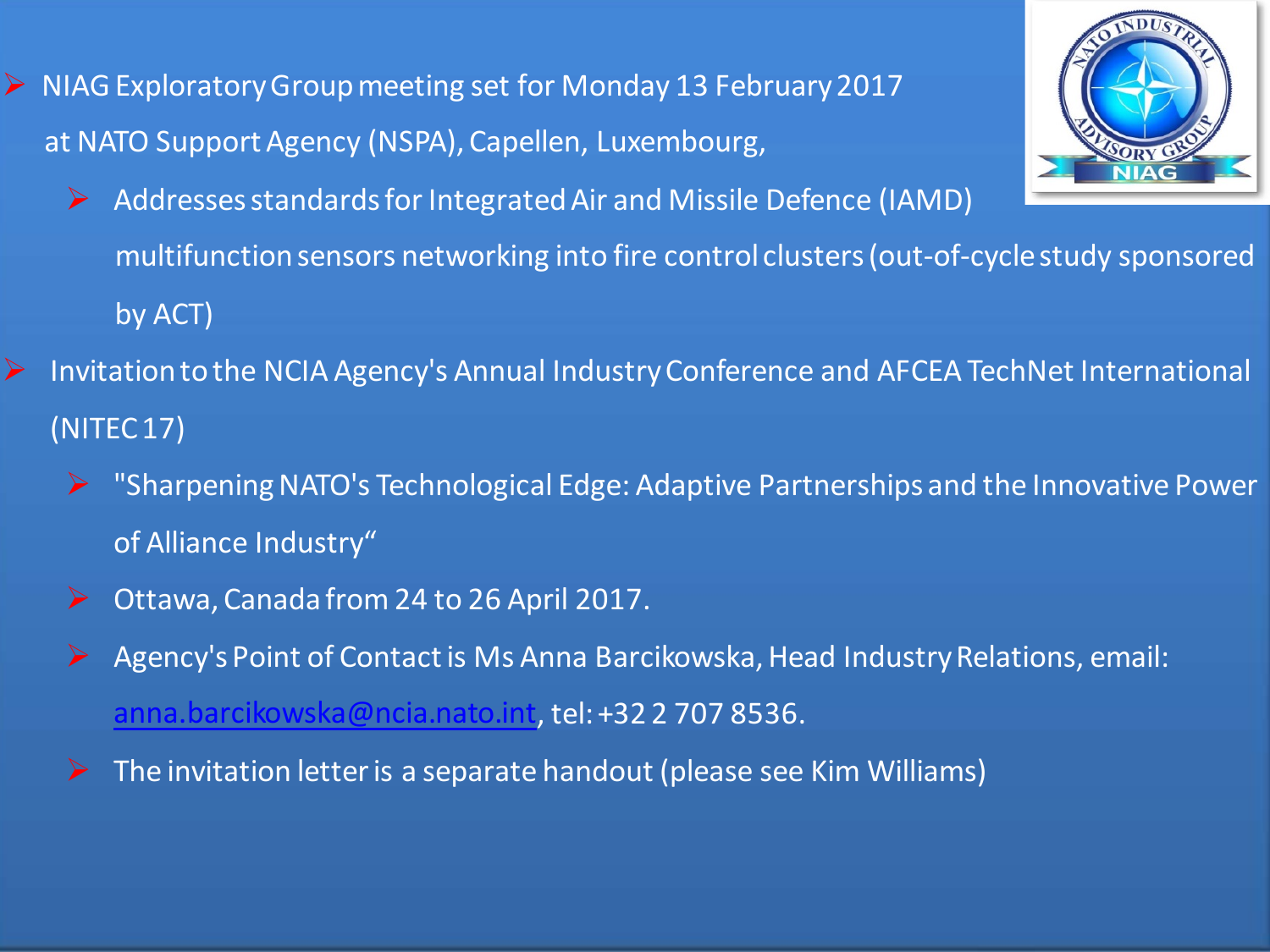- NIAG Exploratory Group meeting set for Monday 13 February 2017 at NATO Support Agency (NSPA), Capellen, Luxembourg,
  - Addresses standards for Integrated Air and Missile Defence (IAMD) multifunction sensors networking into fire control clusters (out-of-cycle study sponsored by ACT)
- Invitation to the NCIA Agency's Annual Industry Conference and AFCEA TechNet International (NITEC 17)
  - "Sharpening NATO's Technological Edge: Adaptive Partnerships and the Innovative Power of Alliance Industry"
  - Ottawa, Canada from 24 to 26 April 2017.
  - Agency's Point of Contact is Ms Anna Barcikowska, Head Industry Relations, email: anna.barcikowska@ncia.nato.int, tel: +32 2 707 8536.
  - The invitation letter is a separate handout (please see Kim Williams)